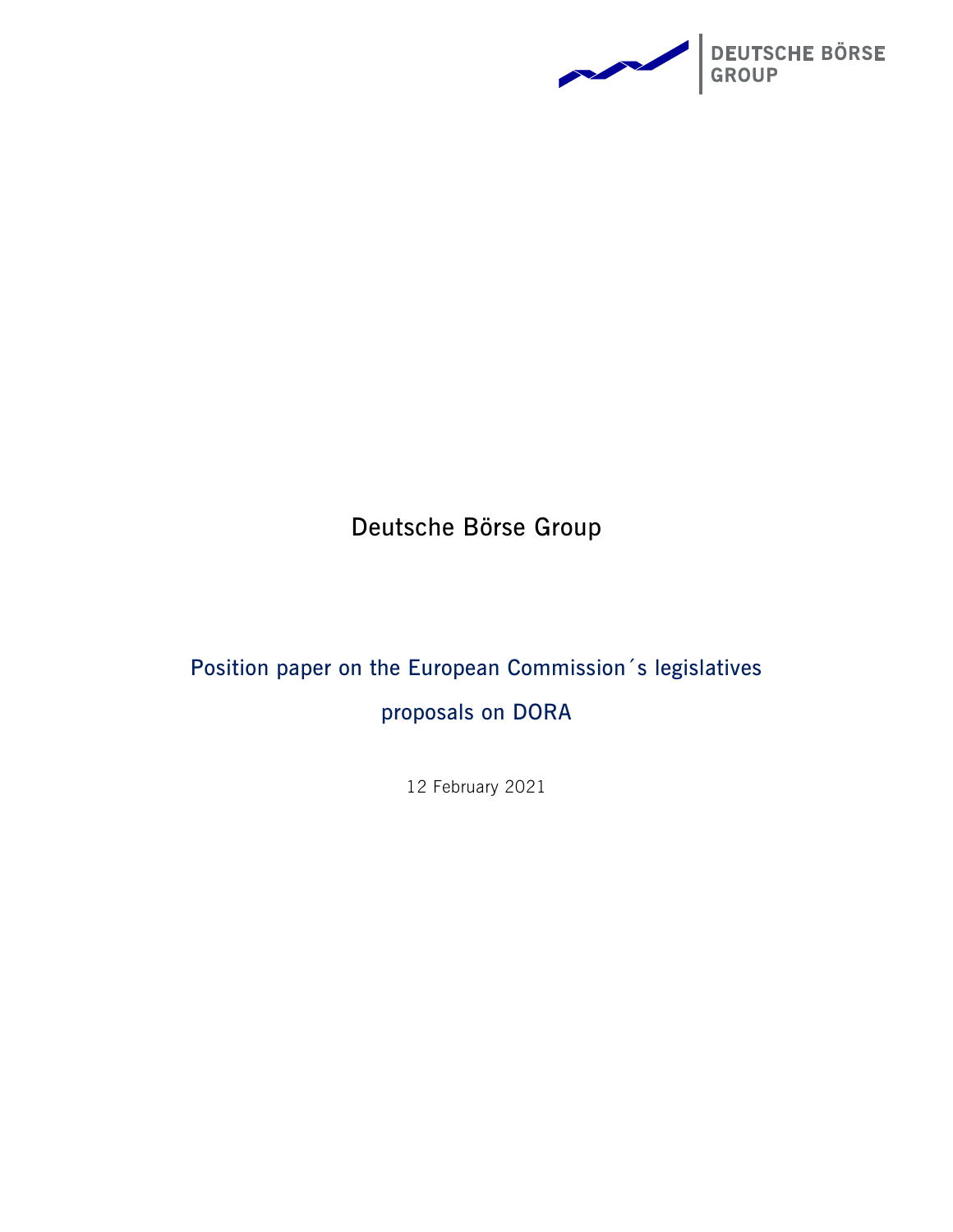DEUTSCHE BÖRSE GROUP

# Deutsche Börse Group

## Position paper on the European Commission´s legislatives proposals on DORA

12 February 2021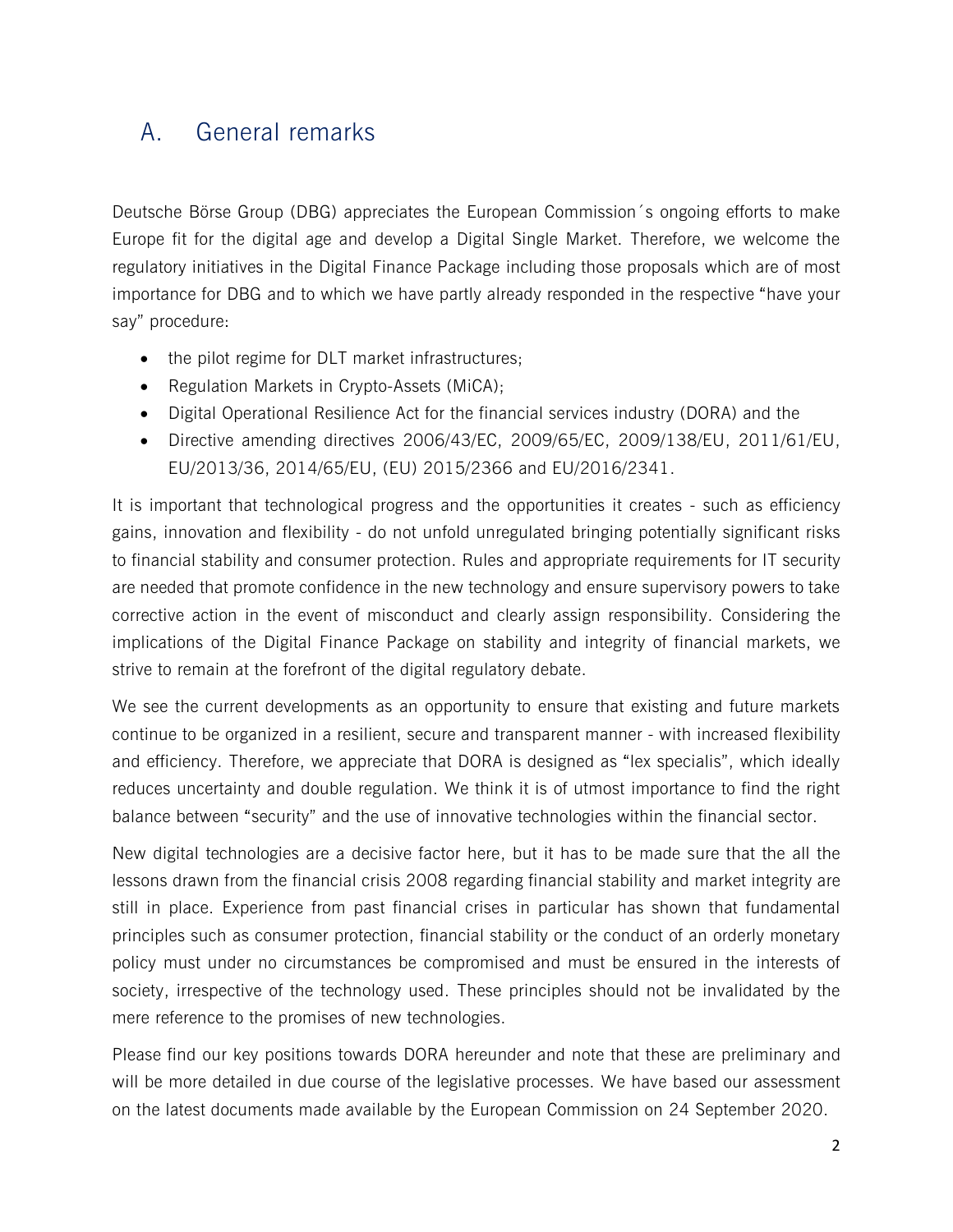## A. General remarks

Deutsche Börse Group (DBG) appreciates the European Commission´s ongoing efforts to make Europe fit for the digital age and develop a Digital Single Market. Therefore, we welcome the regulatory initiatives in the Digital Finance Package including those proposals which are of most importance for DBG and to which we have partly already responded in the respective "have your say" procedure:

- the pilot regime for DLT market infrastructures;
- Regulation Markets in Crypto-Assets (MiCA);
- Digital Operational Resilience Act for the financial services industry (DORA) and the
- Directive amending directives 2006/43/EC, 2009/65/EC, 2009/138/EU, 2011/61/EU, EU/2013/36, 2014/65/EU, (EU) 2015/2366 and EU/2016/2341.

It is important that technological progress and the opportunities it creates - such as efficiency gains, innovation and flexibility - do not unfold unregulated bringing potentially significant risks to financial stability and consumer protection. Rules and appropriate requirements for IT security are needed that promote confidence in the new technology and ensure supervisory powers to take corrective action in the event of misconduct and clearly assign responsibility. Considering the implications of the Digital Finance Package on stability and integrity of financial markets, we strive to remain at the forefront of the digital regulatory debate.

We see the current developments as an opportunity to ensure that existing and future markets continue to be organized in a resilient, secure and transparent manner - with increased flexibility and efficiency. Therefore, we appreciate that DORA is designed as "lex specialis", which ideally reduces uncertainty and double regulation. We think it is of utmost importance to find the right balance between "security" and the use of innovative technologies within the financial sector.

New digital technologies are a decisive factor here, but it has to be made sure that the all the lessons drawn from the financial crisis 2008 regarding financial stability and market integrity are still in place. Experience from past financial crises in particular has shown that fundamental principles such as consumer protection, financial stability or the conduct of an orderly monetary policy must under no circumstances be compromised and must be ensured in the interests of society, irrespective of the technology used. These principles should not be invalidated by the mere reference to the promises of new technologies.

Please find our key positions towards DORA hereunder and note that these are preliminary and will be more detailed in due course of the legislative processes. We have based our assessment on the latest documents made available by the European Commission on 24 September 2020.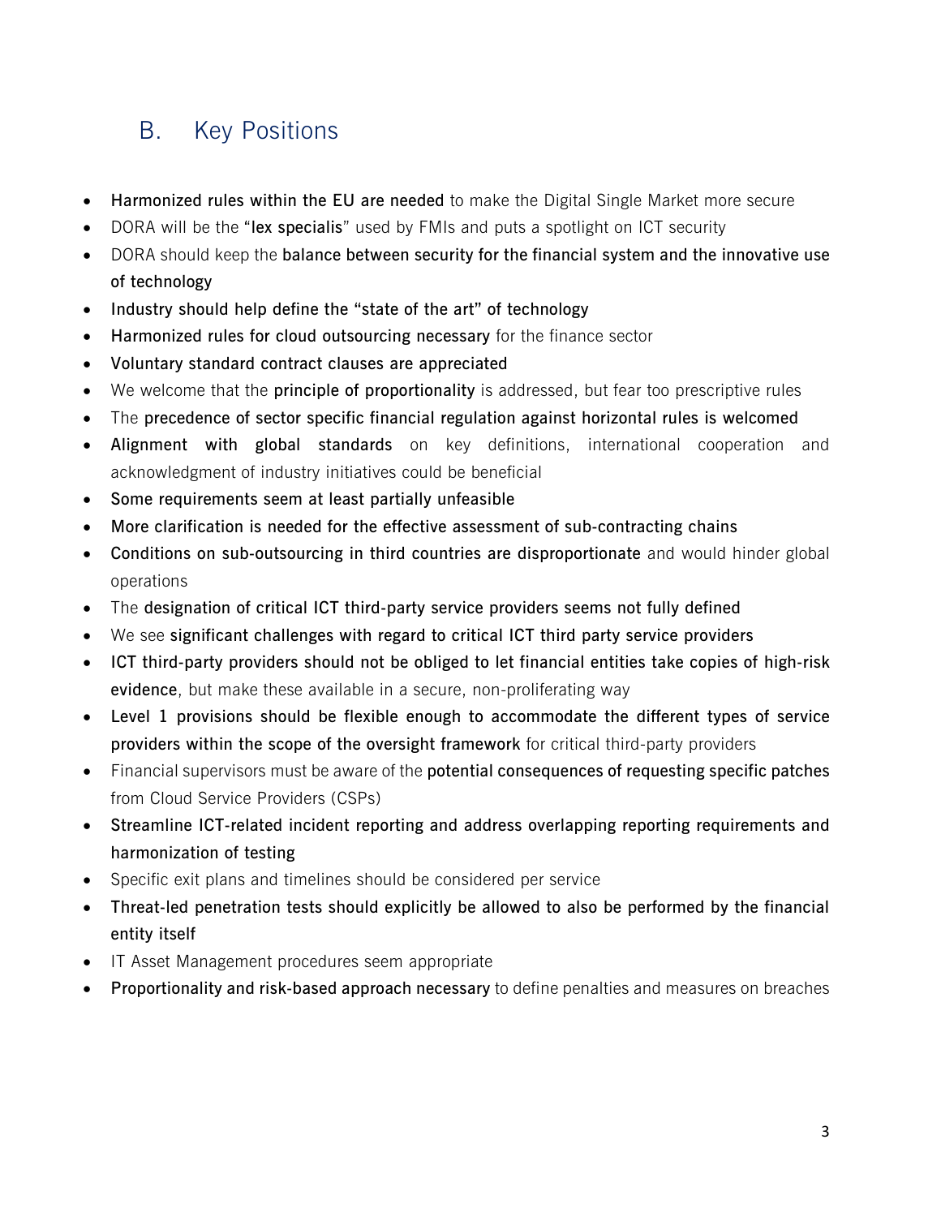## B. Key Positions

- **Harmonized rules within the EU are needed** to make the Digital Single Market more secure
- DORA will be the "**lex specialis**" used by FMIs and puts a spotlight on ICT security
- DORA should keep the **balance between security for the financial system and the innovative use of technology**
- **Industry should help define the "state of the art" of technology**
- **Harmonized rules for cloud outsourcing necessary** for the finance sector
- **Voluntary standard contract clauses are appreciated**
- We welcome that the **principle of proportionality** is addressed, but fear too prescriptive rules
- The **precedence of sector specific financial regulation against horizontal rules is welcomed**
- **Alignment with global standards** on key definitions, international cooperation and acknowledgment of industry initiatives could be beneficial
- **Some requirements seem at least partially unfeasible**
- **More clarification is needed for the effective assessment of sub-contracting chains**
- **Conditions on sub-outsourcing in third countries are disproportionate** and would hinder global operations
- The **designation of critical ICT third-party service providers seems not fully defined**
- We see **significant challenges with regard to critical ICT third party service providers**
- **ICT third-party providers should not be obliged to let financial entities take copies of high-risk evidence**, but make these available in a secure, non-proliferating way
- **Level 1 provisions should be flexible enough to accommodate the different types of service providers within the scope of the oversight framework** for critical third-party providers
- Financial supervisors must be aware of the **potential consequences of requesting specific patches** from Cloud Service Providers (CSPs)
- **Streamline ICT-related incident reporting and address overlapping reporting requirements and harmonization of testing**
- Specific exit plans and timelines should be considered per service
- **Threat-led penetration tests should explicitly be allowed to also be performed by the financial entity itself**
- IT Asset Management procedures seem appropriate
- **Proportionality and risk-based approach necessary** to define penalties and measures on breaches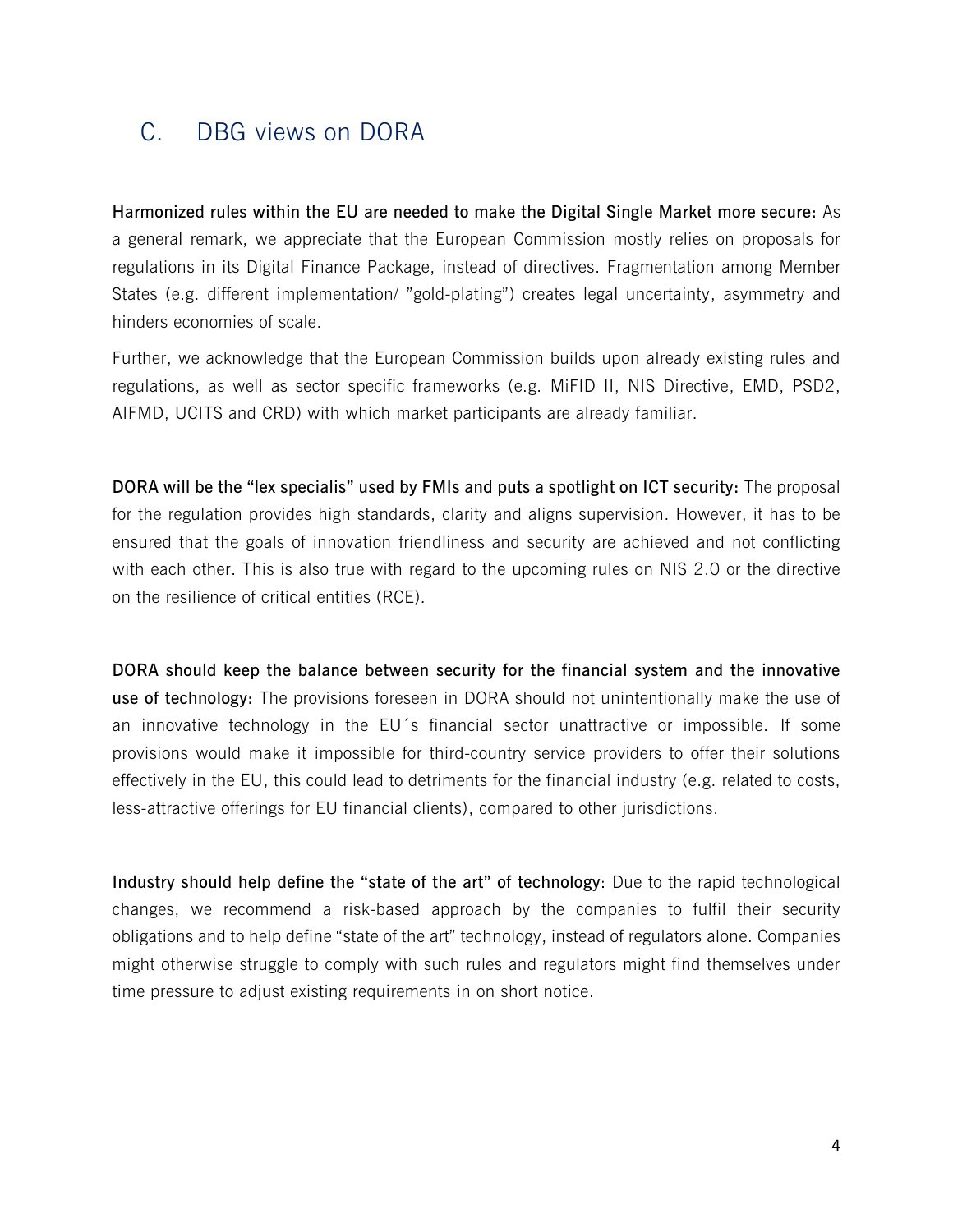## C. DBG views on DORA

**Harmonized rules within the EU are needed to make the Digital Single Market more secure:** As a general remark, we appreciate that the European Commission mostly relies on proposals for regulations in its Digital Finance Package, instead of directives. Fragmentation among Member States (e.g. different implementation/ "gold-plating") creates legal uncertainty, asymmetry and hinders economies of scale.

Further, we acknowledge that the European Commission builds upon already existing rules and regulations, as well as sector specific frameworks (e.g. MiFID II, NIS Directive, EMD, PSD2, AIFMD, UCITS and CRD) with which market participants are already familiar.

**DORA will be the "lex specialis" used by FMIs and puts a spotlight on ICT security:** The proposal for the regulation provides high standards, clarity and aligns supervision. However, it has to be ensured that the goals of innovation friendliness and security are achieved and not conflicting with each other. This is also true with regard to the upcoming rules on NIS 2.0 or the directive on the resilience of critical entities (RCE).

**DORA should keep the balance between security for the financial system and the innovative use of technology:** The provisions foreseen in DORA should not unintentionally make the use of an innovative technology in the EU´s financial sector unattractive or impossible. If some provisions would make it impossible for third-country service providers to offer their solutions effectively in the EU, this could lead to detriments for the financial industry (e.g. related to costs, less-attractive offerings for EU financial clients), compared to other jurisdictions.

**Industry should help define the "state of the art" of technology**: Due to the rapid technological changes, we recommend a risk-based approach by the companies to fulfil their security obligations and to help define "state of the art" technology, instead of regulators alone. Companies might otherwise struggle to comply with such rules and regulators might find themselves under time pressure to adjust existing requirements in on short notice.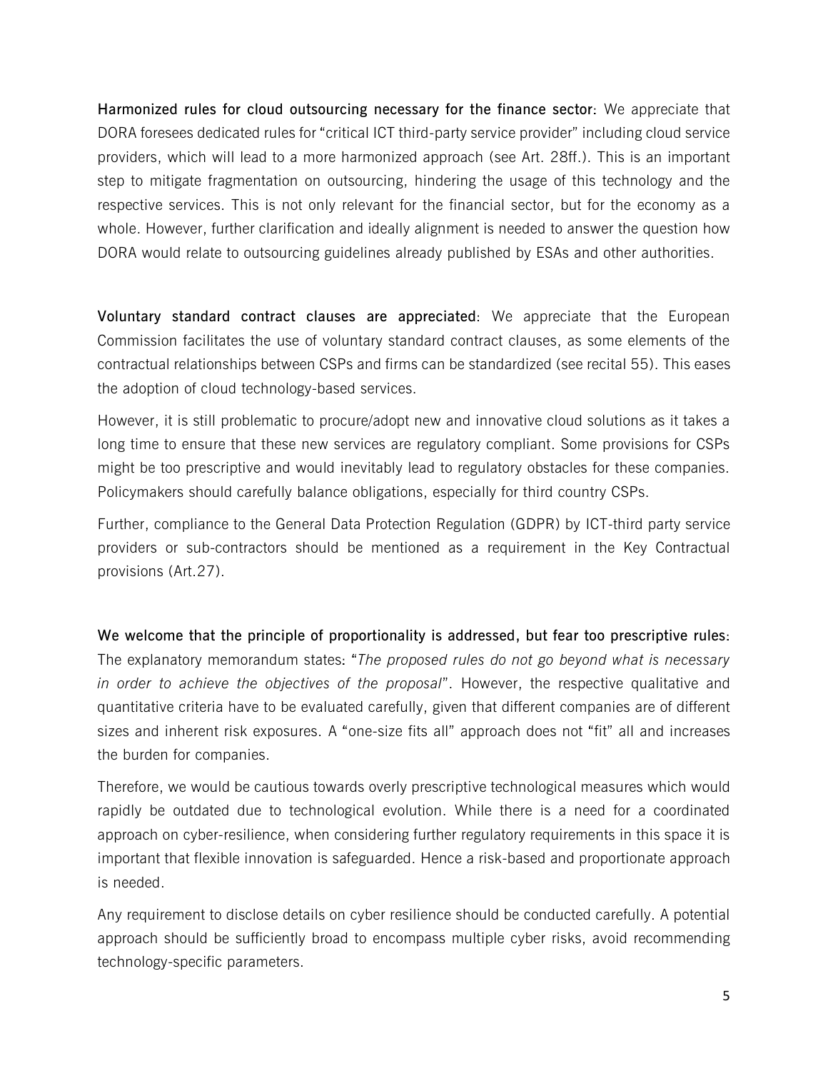**Harmonized rules for cloud outsourcing necessary for the finance sector**: We appreciate that DORA foresees dedicated rules for "critical ICT third-party service provider" including cloud service providers, which will lead to a more harmonized approach (see Art. 28ff.). This is an important step to mitigate fragmentation on outsourcing, hindering the usage of this technology and the respective services. This is not only relevant for the financial sector, but for the economy as a whole. However, further clarification and ideally alignment is needed to answer the question how DORA would relate to outsourcing guidelines already published by ESAs and other authorities.

**Voluntary standard contract clauses are appreciated**: We appreciate that the European Commission facilitates the use of voluntary standard contract clauses, as some elements of the contractual relationships between CSPs and firms can be standardized (see recital 55). This eases the adoption of cloud technology-based services.

However, it is still problematic to procure/adopt new and innovative cloud solutions as it takes a long time to ensure that these new services are regulatory compliant. Some provisions for CSPs might be too prescriptive and would inevitably lead to regulatory obstacles for these companies. Policymakers should carefully balance obligations, especially for third country CSPs.

Further, compliance to the General Data Protection Regulation (GDPR) by ICT-third party service providers or sub-contractors should be mentioned as a requirement in the Key Contractual provisions (Art.27).

**We welcome that the principle of proportionality is addressed, but fear too prescriptive rules**: The explanatory memorandum states: "*The proposed rules do not go beyond what is necessary in order to achieve the objectives of the proposal*". However, the respective qualitative and quantitative criteria have to be evaluated carefully, given that different companies are of different sizes and inherent risk exposures. A "one-size fits all" approach does not "fit" all and increases the burden for companies.

Therefore, we would be cautious towards overly prescriptive technological measures which would rapidly be outdated due to technological evolution. While there is a need for a coordinated approach on cyber-resilience, when considering further regulatory requirements in this space it is important that flexible innovation is safeguarded. Hence a risk-based and proportionate approach is needed.

Any requirement to disclose details on cyber resilience should be conducted carefully. A potential approach should be sufficiently broad to encompass multiple cyber risks, avoid recommending technology-specific parameters.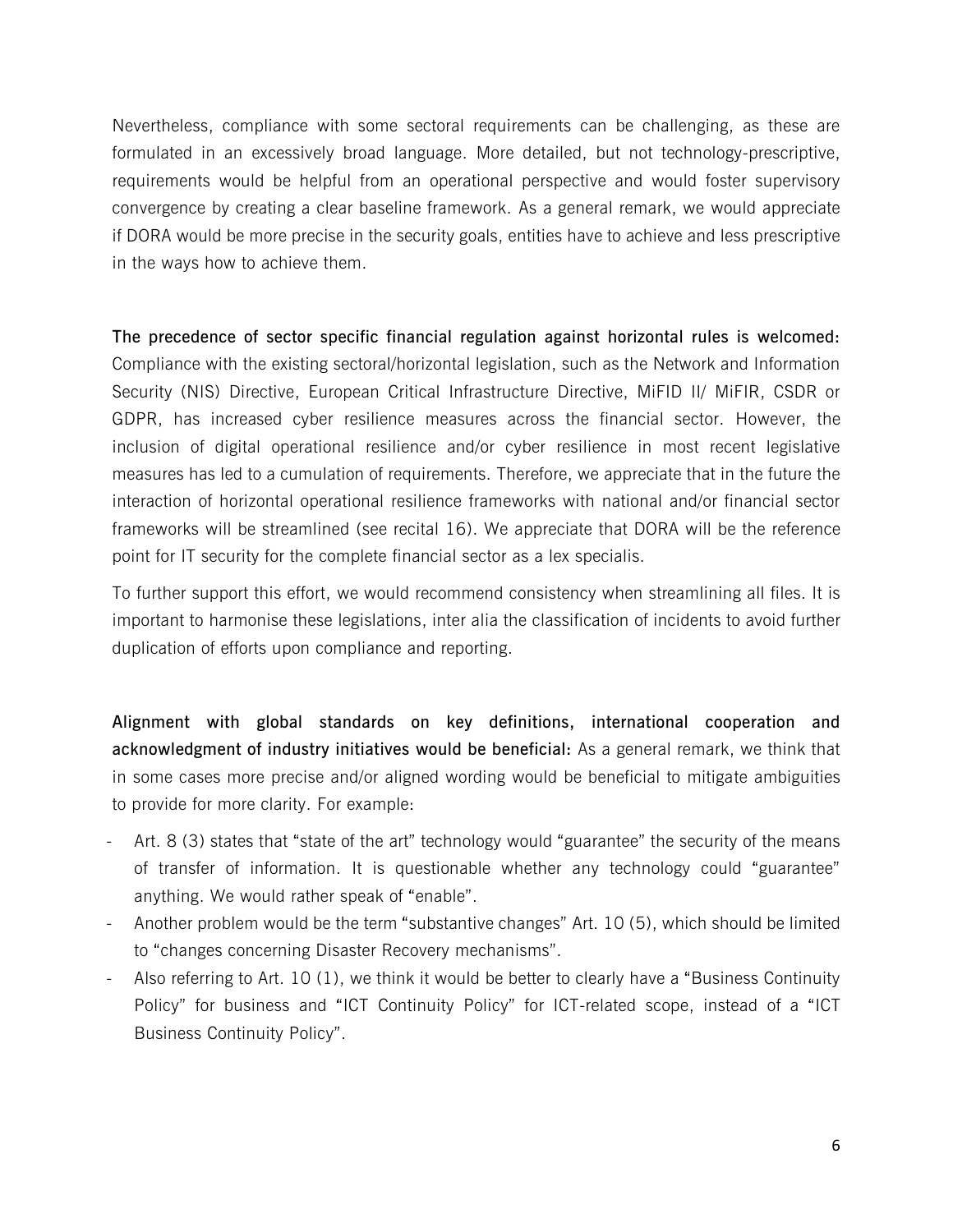Nevertheless, compliance with some sectoral requirements can be challenging, as these are formulated in an excessively broad language. More detailed, but not technology-prescriptive, requirements would be helpful from an operational perspective and would foster supervisory convergence by creating a clear baseline framework. As a general remark, we would appreciate if DORA would be more precise in the security goals, entities have to achieve and less prescriptive in the ways how to achieve them.

**The precedence of sector specific financial regulation against horizontal rules is welcomed:** Compliance with the existing sectoral/horizontal legislation, such as the Network and Information Security (NIS) Directive, European Critical Infrastructure Directive, MiFID II/ MiFIR, CSDR or GDPR, has increased cyber resilience measures across the financial sector. However, the inclusion of digital operational resilience and/or cyber resilience in most recent legislative measures has led to a cumulation of requirements. Therefore, we appreciate that in the future the interaction of horizontal operational resilience frameworks with national and/or financial sector frameworks will be streamlined (see recital 16). We appreciate that DORA will be the reference point for IT security for the complete financial sector as a lex specialis.

To further support this effort, we would recommend consistency when streamlining all files. It is important to harmonise these legislations, inter alia the classification of incidents to avoid further duplication of efforts upon compliance and reporting.

**Alignment with global standards on key definitions, international cooperation and acknowledgment of industry initiatives would be beneficial:** As a general remark, we think that in some cases more precise and/or aligned wording would be beneficial to mitigate ambiguities to provide for more clarity. For example:

- Art. 8 (3) states that "state of the art" technology would "guarantee" the security of the means of transfer of information. It is questionable whether any technology could "guarantee" anything. We would rather speak of "enable".
- Another problem would be the term "substantive changes" Art. 10 (5), which should be limited to "changes concerning Disaster Recovery mechanisms".
- Also referring to Art. 10 (1), we think it would be better to clearly have a "Business Continuity Policy" for business and "ICT Continuity Policy" for ICT-related scope, instead of a "ICT Business Continuity Policy".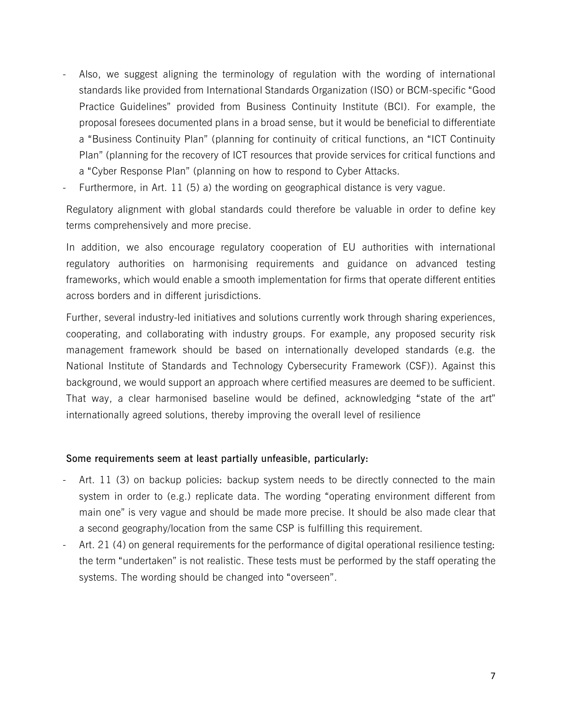- Also, we suggest aligning the terminology of regulation with the wording of international standards like provided from International Standards Organization (ISO) or BCM-specific "Good Practice Guidelines" provided from Business Continuity Institute (BCI). For example, the proposal foresees documented plans in a broad sense, but it would be beneficial to differentiate a "Business Continuity Plan" (planning for continuity of critical functions, an "ICT Continuity Plan" (planning for the recovery of ICT resources that provide services for critical functions and a "Cyber Response Plan" (planning on how to respond to Cyber Attacks.
- Furthermore, in Art. 11 (5) a) the wording on geographical distance is very vague.

Regulatory alignment with global standards could therefore be valuable in order to define key terms comprehensively and more precise.

In addition, we also encourage regulatory cooperation of EU authorities with international regulatory authorities on harmonising requirements and guidance on advanced testing frameworks, which would enable a smooth implementation for firms that operate different entities across borders and in different jurisdictions.

Further, several industry-led initiatives and solutions currently work through sharing experiences, cooperating, and collaborating with industry groups. For example, any proposed security risk management framework should be based on internationally developed standards (e.g. the National Institute of Standards and Technology Cybersecurity Framework (CSF)). Against this background, we would support an approach where certified measures are deemed to be sufficient. That way, a clear harmonised baseline would be defined, acknowledging "state of the art" internationally agreed solutions, thereby improving the overall level of resilience

**Some requirements seem at least partially unfeasible, particularly:**

- Art. 11 (3) on backup policies: backup system needs to be directly connected to the main system in order to (e.g.) replicate data. The wording "operating environment different from main one" is very vague and should be made more precise. It should be also made clear that a second geography/location from the same CSP is fulfilling this requirement.
- Art. 21 (4) on general requirements for the performance of digital operational resilience testing: the term "undertaken" is not realistic. These tests must be performed by the staff operating the systems. The wording should be changed into "overseen".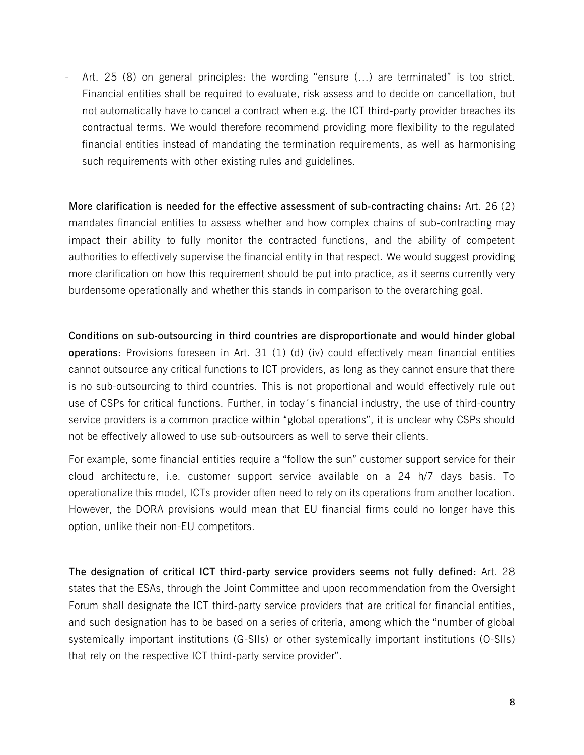- Art. 25 (8) on general principles: the wording "ensure (…) are terminated" is too strict. Financial entities shall be required to evaluate, risk assess and to decide on cancellation, but not automatically have to cancel a contract when e.g. the ICT third-party provider breaches its contractual terms. We would therefore recommend providing more flexibility to the regulated financial entities instead of mandating the termination requirements, as well as harmonising such requirements with other existing rules and guidelines.

**More clarification is needed for the effective assessment of sub-contracting chains:** Art. 26 (2) mandates financial entities to assess whether and how complex chains of sub-contracting may impact their ability to fully monitor the contracted functions, and the ability of competent authorities to effectively supervise the financial entity in that respect. We would suggest providing more clarification on how this requirement should be put into practice, as it seems currently very burdensome operationally and whether this stands in comparison to the overarching goal.

**Conditions on sub-outsourcing in third countries are disproportionate and would hinder global operations:** Provisions foreseen in Art. 31 (1) (d) (iv) could effectively mean financial entities cannot outsource any critical functions to ICT providers, as long as they cannot ensure that there is no sub-outsourcing to third countries. This is not proportional and would effectively rule out use of CSPs for critical functions. Further, in today´s financial industry, the use of third-country service providers is a common practice within "global operations", it is unclear why CSPs should not be effectively allowed to use sub-outsourcers as well to serve their clients.

For example, some financial entities require a "follow the sun" customer support service for their cloud architecture, i.e. customer support service available on a 24 h/7 days basis. To operationalize this model, ICTs provider often need to rely on its operations from another location. However, the DORA provisions would mean that EU financial firms could no longer have this option, unlike their non-EU competitors.

**The designation of critical ICT third-party service providers seems not fully defined:** Art. 28 states that the ESAs, through the Joint Committee and upon recommendation from the Oversight Forum shall designate the ICT third-party service providers that are critical for financial entities, and such designation has to be based on a series of criteria, among which the "number of global systemically important institutions (G-SIIs) or other systemically important institutions (O-SIIs) that rely on the respective ICT third-party service provider".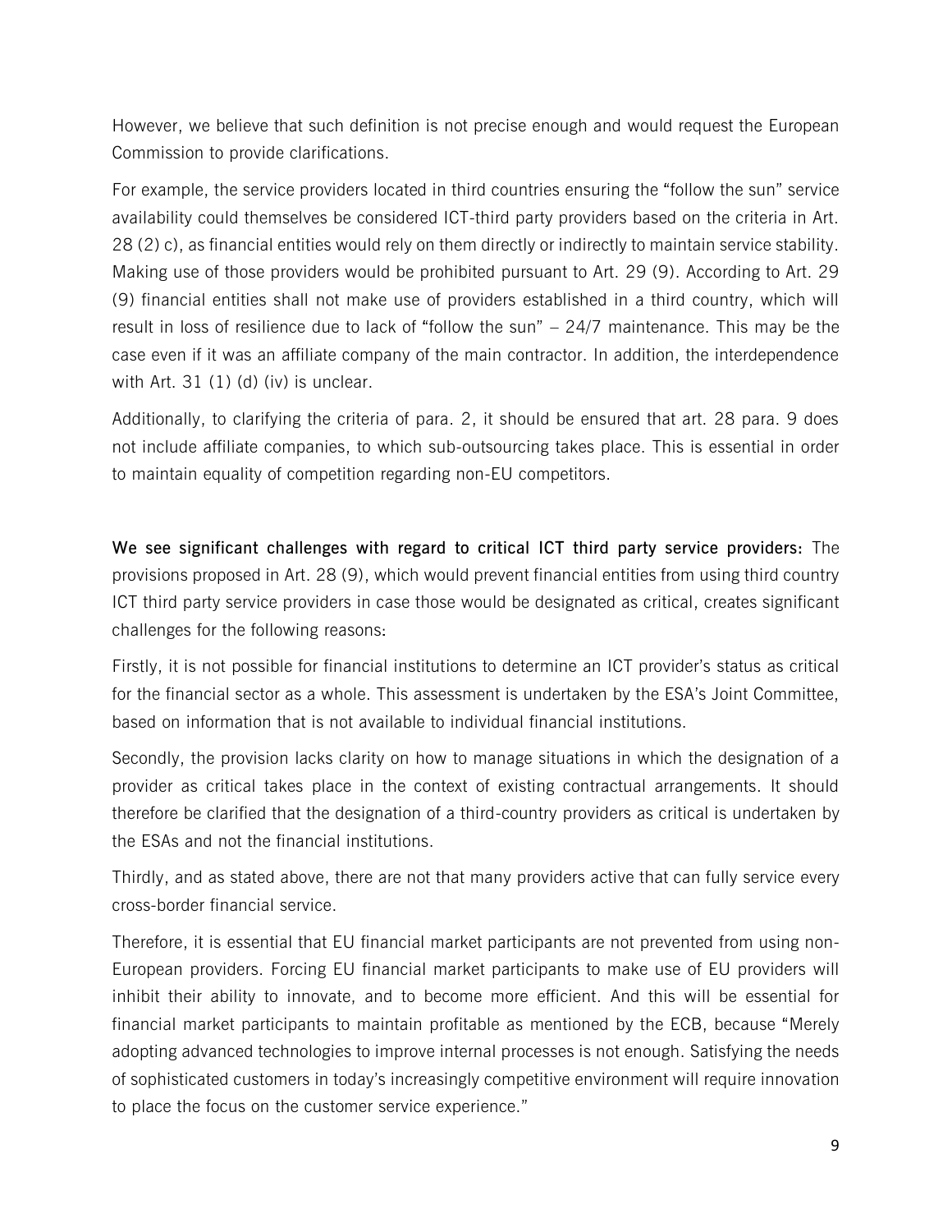However, we believe that such definition is not precise enough and would request the European Commission to provide clarifications.

For example, the service providers located in third countries ensuring the "follow the sun" service availability could themselves be considered ICT-third party providers based on the criteria in Art. 28 (2) c), as financial entities would rely on them directly or indirectly to maintain service stability. Making use of those providers would be prohibited pursuant to Art. 29 (9). According to Art. 29 (9) financial entities shall not make use of providers established in a third country, which will result in loss of resilience due to lack of "follow the sun" – 24/7 maintenance. This may be the case even if it was an affiliate company of the main contractor. In addition, the interdependence with Art. 31 (1) (d) (iv) is unclear.

Additionally, to clarifying the criteria of para. 2, it should be ensured that art. 28 para. 9 does not include affiliate companies, to which sub-outsourcing takes place. This is essential in order to maintain equality of competition regarding non-EU competitors.

**We see significant challenges with regard to critical ICT third party service providers:** The provisions proposed in Art. 28 (9), which would prevent financial entities from using third country ICT third party service providers in case those would be designated as critical, creates significant challenges for the following reasons:

Firstly, it is not possible for financial institutions to determine an ICT provider's status as critical for the financial sector as a whole. This assessment is undertaken by the ESA's Joint Committee, based on information that is not available to individual financial institutions.

Secondly, the provision lacks clarity on how to manage situations in which the designation of a provider as critical takes place in the context of existing contractual arrangements. It should therefore be clarified that the designation of a third-country providers as critical is undertaken by the ESAs and not the financial institutions.

Thirdly, and as stated above, there are not that many providers active that can fully service every cross-border financial service.

Therefore, it is essential that EU financial market participants are not prevented from using non-European providers. Forcing EU financial market participants to make use of EU providers will inhibit their ability to innovate, and to become more efficient. And this will be essential for financial market participants to maintain profitable as mentioned by the ECB, because "Merely adopting advanced technologies to improve internal processes is not enough. Satisfying the needs of sophisticated customers in today's increasingly competitive environment will require innovation to place the focus on the customer service experience."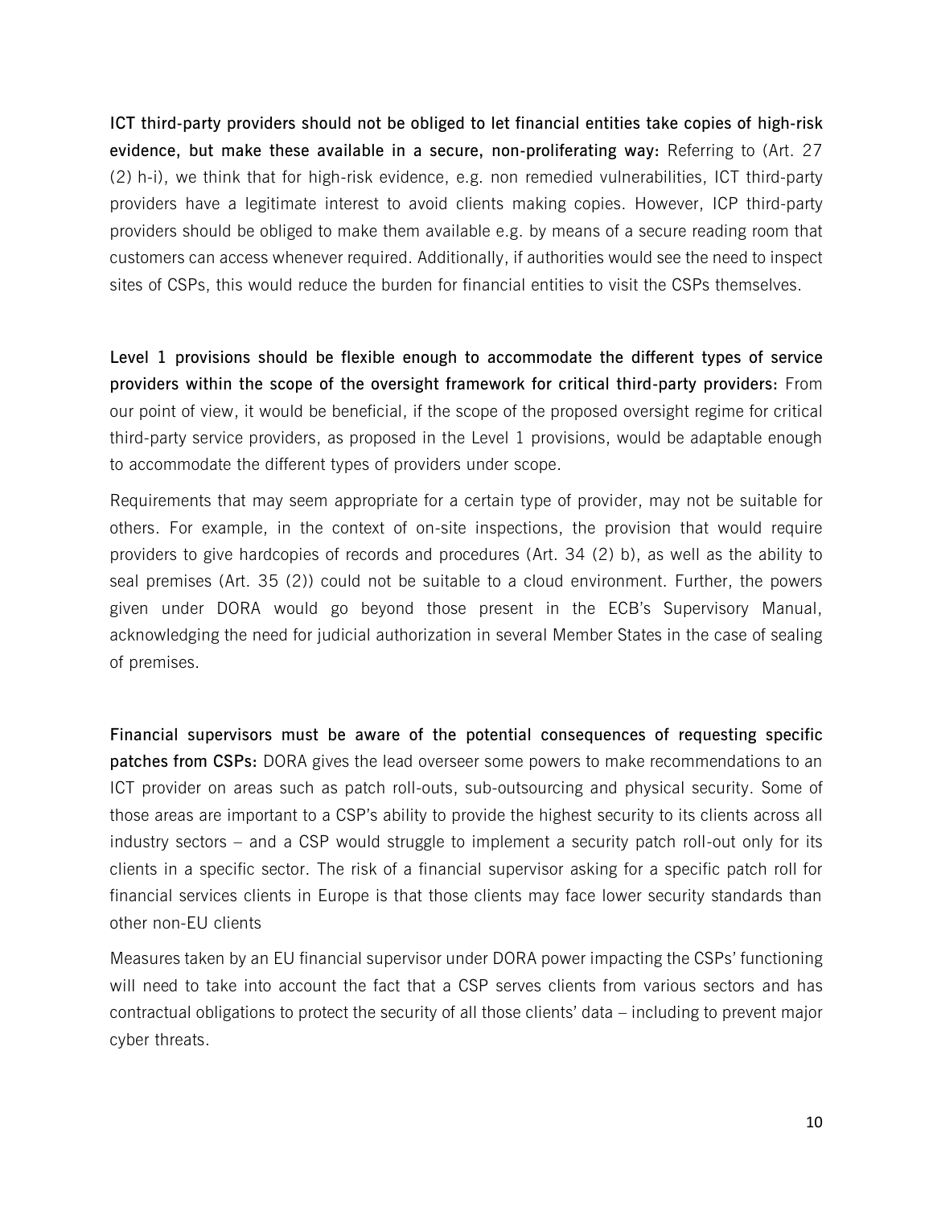**ICT third-party providers should not be obliged to let financial entities take copies of high-risk evidence, but make these available in a secure, non-proliferating way:** Referring to (Art. 27 (2) h-i), we think that for high-risk evidence, e.g. non remedied vulnerabilities, ICT third-party providers have a legitimate interest to avoid clients making copies. However, ICP third-party providers should be obliged to make them available e.g. by means of a secure reading room that customers can access whenever required. Additionally, if authorities would see the need to inspect sites of CSPs, this would reduce the burden for financial entities to visit the CSPs themselves.

**Level 1 provisions should be flexible enough to accommodate the different types of service providers within the scope of the oversight framework for critical third-party providers:** From our point of view, it would be beneficial, if the scope of the proposed oversight regime for critical third-party service providers, as proposed in the Level 1 provisions, would be adaptable enough to accommodate the different types of providers under scope.

Requirements that may seem appropriate for a certain type of provider, may not be suitable for others. For example, in the context of on-site inspections, the provision that would require providers to give hardcopies of records and procedures (Art. 34 (2) b), as well as the ability to seal premises (Art. 35 (2)) could not be suitable to a cloud environment. Further, the powers given under DORA would go beyond those present in the ECB's Supervisory Manual, acknowledging the need for judicial authorization in several Member States in the case of sealing of premises.

**Financial supervisors must be aware of the potential consequences of requesting specific patches from CSPs:** DORA gives the lead overseer some powers to make recommendations to an ICT provider on areas such as patch roll-outs, sub-outsourcing and physical security. Some of those areas are important to a CSP's ability to provide the highest security to its clients across all industry sectors – and a CSP would struggle to implement a security patch roll-out only for its clients in a specific sector. The risk of a financial supervisor asking for a specific patch roll for financial services clients in Europe is that those clients may face lower security standards than other non-EU clients

Measures taken by an EU financial supervisor under DORA power impacting the CSPs' functioning will need to take into account the fact that a CSP serves clients from various sectors and has contractual obligations to protect the security of all those clients' data – including to prevent major cyber threats.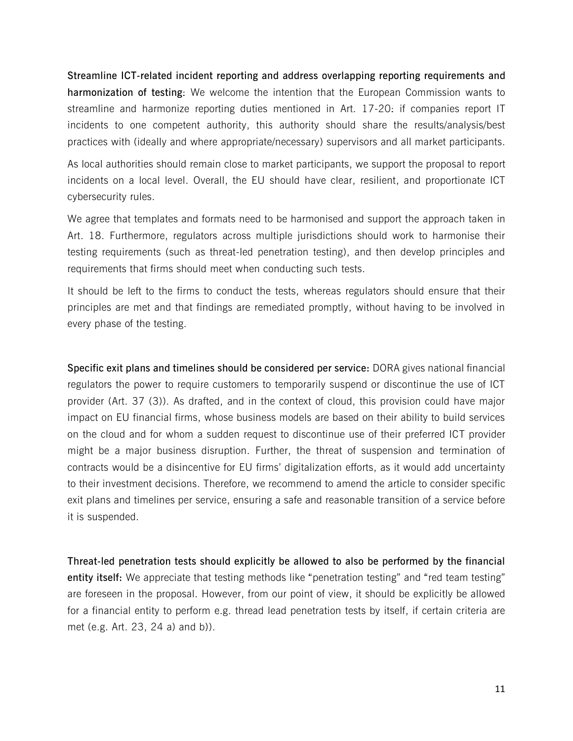**Streamline ICT-related incident reporting and address overlapping reporting requirements and harmonization of testing**: We welcome the intention that the European Commission wants to streamline and harmonize reporting duties mentioned in Art. 17-20: if companies report IT incidents to one competent authority, this authority should share the results/analysis/best practices with (ideally and where appropriate/necessary) supervisors and all market participants.

As local authorities should remain close to market participants, we support the proposal to report incidents on a local level. Overall, the EU should have clear, resilient, and proportionate ICT cybersecurity rules.

We agree that templates and formats need to be harmonised and support the approach taken in Art. 18. Furthermore, regulators across multiple jurisdictions should work to harmonise their testing requirements (such as threat-led penetration testing), and then develop principles and requirements that firms should meet when conducting such tests.

It should be left to the firms to conduct the tests, whereas regulators should ensure that their principles are met and that findings are remediated promptly, without having to be involved in every phase of the testing.

**Specific exit plans and timelines should be considered per service:** DORA gives national financial regulators the power to require customers to temporarily suspend or discontinue the use of ICT provider (Art. 37 (3)). As drafted, and in the context of cloud, this provision could have major impact on EU financial firms, whose business models are based on their ability to build services on the cloud and for whom a sudden request to discontinue use of their preferred ICT provider might be a major business disruption. Further, the threat of suspension and termination of contracts would be a disincentive for EU firms' digitalization efforts, as it would add uncertainty to their investment decisions. Therefore, we recommend to amend the article to consider specific exit plans and timelines per service, ensuring a safe and reasonable transition of a service before it is suspended.

**Threat-led penetration tests should explicitly be allowed to also be performed by the financial entity itself:** We appreciate that testing methods like "penetration testing" and "red team testing" are foreseen in the proposal. However, from our point of view, it should be explicitly be allowed for a financial entity to perform e.g. thread lead penetration tests by itself, if certain criteria are met (e.g. Art. 23, 24 a) and b)).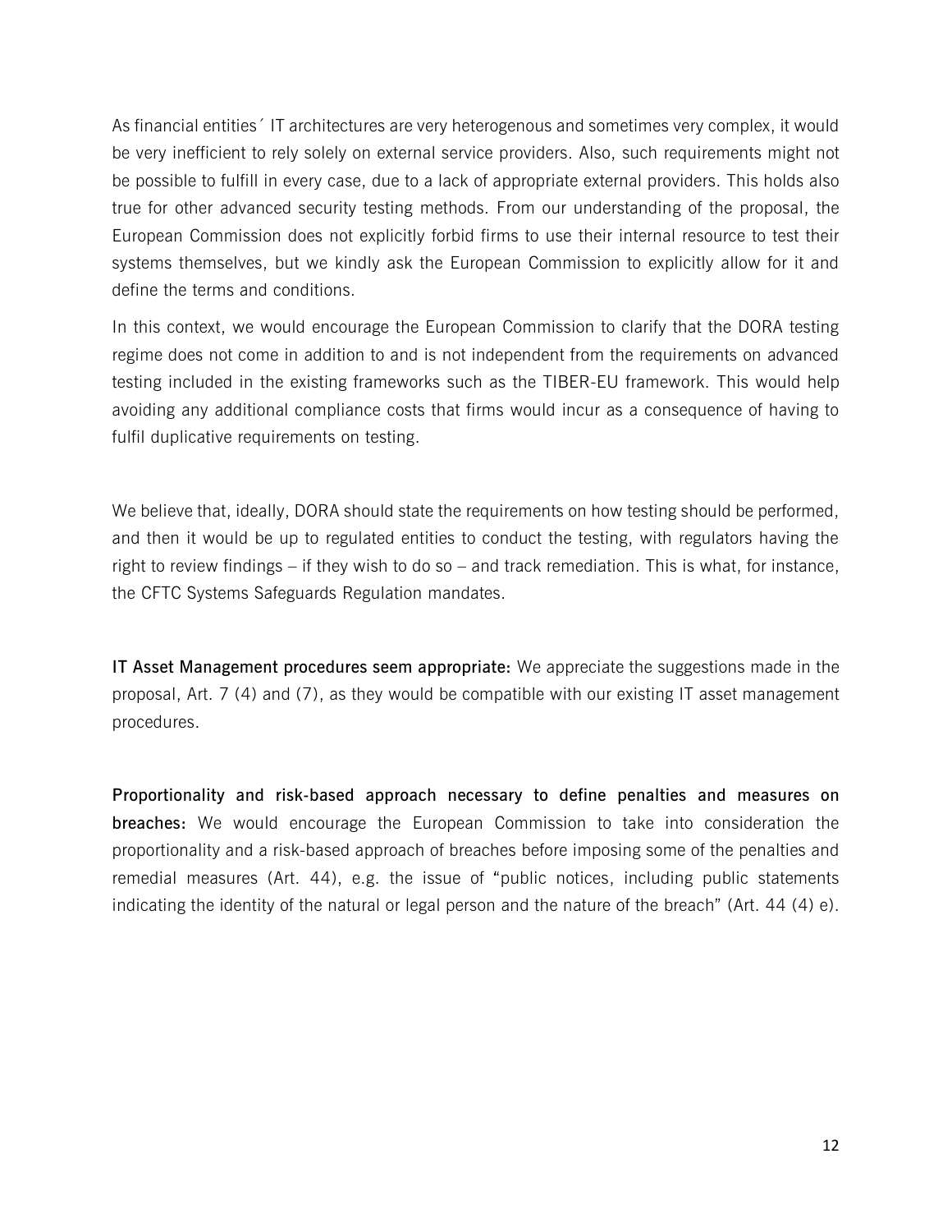As financial entities´ IT architectures are very heterogenous and sometimes very complex, it would be very inefficient to rely solely on external service providers. Also, such requirements might not be possible to fulfill in every case, due to a lack of appropriate external providers. This holds also true for other advanced security testing methods. From our understanding of the proposal, the European Commission does not explicitly forbid firms to use their internal resource to test their systems themselves, but we kindly ask the European Commission to explicitly allow for it and define the terms and conditions.

In this context, we would encourage the European Commission to clarify that the DORA testing regime does not come in addition to and is not independent from the requirements on advanced testing included in the existing frameworks such as the TIBER-EU framework. This would help avoiding any additional compliance costs that firms would incur as a consequence of having to fulfil duplicative requirements on testing.

We believe that, ideally, DORA should state the requirements on how testing should be performed, and then it would be up to regulated entities to conduct the testing, with regulators having the right to review findings – if they wish to do so – and track remediation. This is what, for instance, the CFTC Systems Safeguards Regulation mandates.

**IT Asset Management procedures seem appropriate:** We appreciate the suggestions made in the proposal, Art. 7 (4) and (7), as they would be compatible with our existing IT asset management procedures.

**Proportionality and risk-based approach necessary to define penalties and measures on breaches:** We would encourage the European Commission to take into consideration the proportionality and a risk-based approach of breaches before imposing some of the penalties and remedial measures (Art. 44), e.g. the issue of "public notices, including public statements indicating the identity of the natural or legal person and the nature of the breach" (Art. 44 (4) e).